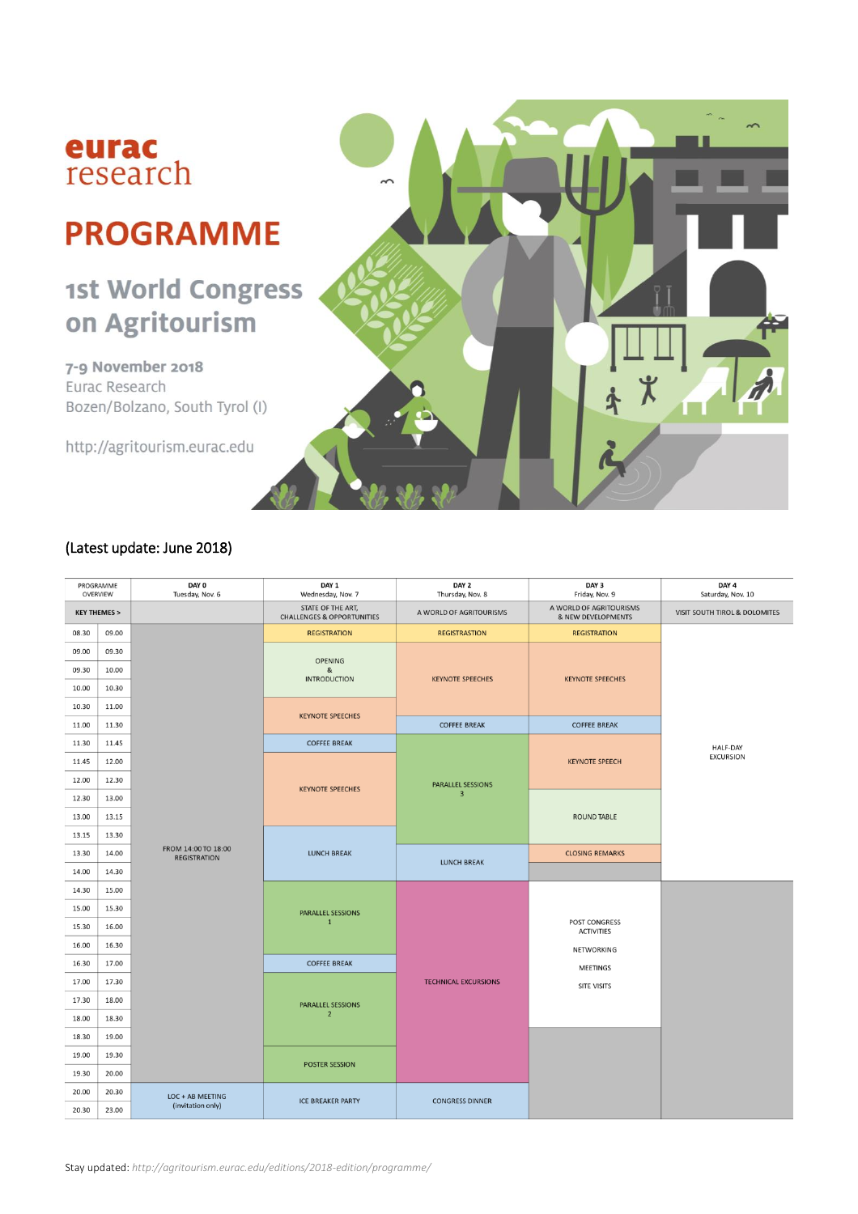eurac research

# PROGRAMME

## 1st World Congress on Agritourism

**7-9 November 2018**
Eurac Research
Bozen/Bolzano, South Tyrol (I)

http://agritourism.eurac.edu

(Latest update: June 2018)

| PROGRAMME OVERVIEW | | DAY 0 Tuesday, Nov. 6 | DAY 1 Wednesday, Nov. 7 | DAY 2 Thursday, Nov. 8 | DAY 3 Friday, Nov. 9 | DAY 4 Saturday, Nov. 10 |
|---|---|---|---|---|---|---|
| KEY THEMES > | | | STATE OF THE ART, CHALLENGES & OPPORTUNITIES | A WORLD OF AGRITOURISMS | A WORLD OF AGRITOURISMS & NEW DEVELOPMENTS | VISIT SOUTH TIROL & DOLOMITES |
| 08.30 | 09.00 | | REGISTRATION | REGISTRASTION | REGISTRATION | HALF-DAY EXCURSION |
| 09.00 | 09.30 | | OPENING & INTRODUCTION | KEYNOTE SPEECHES | KEYNOTE SPEECHES | |
| 09.30 | 10.00 | | | | | |
| 10.00 | 10.30 | | | | | |
| 10.30 | 11.00 | | KEYNOTE SPEECHES | | | |
| 11.00 | 11.30 | | | COFFEE BREAK | COFFEE BREAK | |
| 11.30 | 11.45 | | COFFEE BREAK | PARALLEL SESSIONS 3 | KEYNOTE SPEECH | |
| 11.45 | 12.00 | | KEYNOTE SPEECHES | | | |
| 12.00 | 12.30 | | | | | |
| 12.30 | 13.00 | | | | ROUND TABLE | |
| 13.00 | 13.15 | | | | | |
| 13.15 | 13.30 | | LUNCH BREAK | | | |
| 13.30 | 14.00 | FROM 14:00 TO 18:00 REGISTRATION | | LUNCH BREAK | CLOSING REMARKS | |
| 14.00 | 14.30 | | | | | |
| 14.30 | 15.00 | | PARALLEL SESSIONS 1 | TECHNICAL EXCURSIONS | POST CONGRESS ACTIVITIES NETWORKING MEETINGS SITE VISITS | |
| 15.00 | 15.30 | | | | | |
| 15.30 | 16.00 | | | | | |
| 16.00 | 16.30 | | | | | |
| 16.30 | 17.00 | | COFFEE BREAK | | | |
| 17.00 | 17.30 | | PARALLEL SESSIONS 2 | | | |
| 17.30 | 18.00 | | | | | |
| 18.00 | 18.30 | | | | | |
| 18.30 | 19.00 | | POSTER SESSION | | | |
| 19.00 | 19.30 | | | | | |
| 19.30 | 20.00 | | | | | |
| 20.00 | 20.30 | LOC + AB MEETING (invitation only) | ICE BREAKER PARTY | CONGRESS DINNER | | |
| 20.30 | 23.00 | | | | | |

Stay updated: *http://agritourism.eurac.edu/editions/2018-edition/programme/*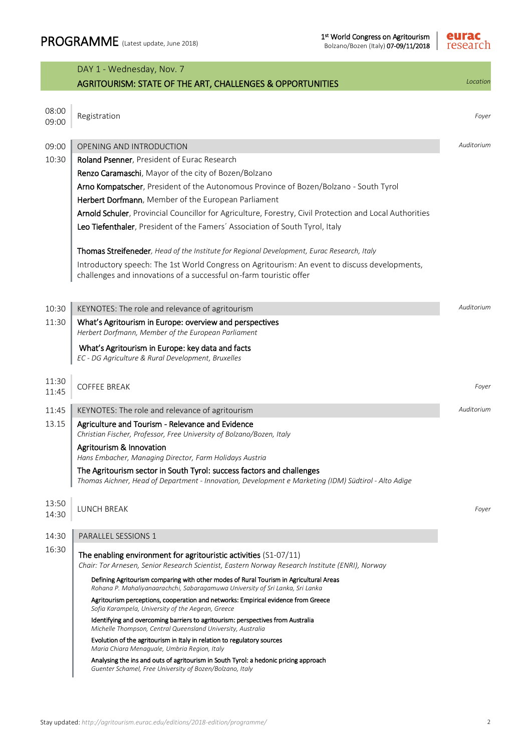# PROGRAMME (Latest update, June 2018)

1st World Congress on Agritourism
Bolzano/Bozen (Italy) **07-09/11/2018**

## DAY 1 - Wednesday, Nov. 7

## AGRITOURISM: STATE OF THE ART, CHALLENGES & OPPORTUNITIES

*Location*

**08:00 – 09:00** Registration — *Foyer*

**09:00 – 10:30** OPENING AND INTRODUCTION — *Auditorium*

**Roland Psenner**, President of Eurac Research

**Renzo Caramaschi**, Mayor of the city of Bozen/Bolzano

**Arno Kompatscher**, President of the Autonomous Province of Bozen/Bolzano - South Tyrol

**Herbert Dorfmann**, Member of the European Parliament

**Arnold Schuler**, Provincial Councillor for Agriculture, Forestry, Civil Protection and Local Authorities

**Leo Tiefenthaler**, President of the Famers´ Association of South Tyrol, Italy

**Thomas Streifeneder**, *Head of the Institute for Regional Development, Eurac Research, Italy*

Introductory speech: The 1st World Congress on Agritourism: An event to discuss developments, challenges and innovations of a successful on-farm touristic offer

**10:30 – 11:30** KEYNOTES: The role and relevance of agritourism — *Auditorium*

**What's Agritourism in Europe: overview and perspectives**
*Herbert Dorfmann, Member of the European Parliament*

**What's Agritourism in Europe: key data and facts**
*EC - DG Agriculture & Rural Development, Bruxelles*

**11:30 – 11:45** COFFEE BREAK — *Foyer*

**11:45 – 13.15** KEYNOTES: The role and relevance of agritourism — *Auditorium*

**Agriculture and Tourism - Relevance and Evidence**
*Christian Fischer, Professor, Free University of Bolzano/Bozen, Italy*

**Agritourism & Innovation**
*Hans Embacher, Managing Director, Farm Holidays Austria*

**The Agritourism sector in South Tyrol: success factors and challenges**
*Thomas Aichner, Head of Department - Innovation, Development e Marketing (IDM) Südtirol - Alto Adige*

**13:50 – 14:30** LUNCH BREAK — *Foyer*

**14:30 – 16:30** PARALLEL SESSIONS 1

**The enabling environment for agritouristic activities** (S1-07/11)
*Chair: Tor Arnesen, Senior Research Scientist, Eastern Norway Research Institute (ENRI), Norway*

- **Defining Agritourism comparing with other modes of Rural Tourism in Agricultural Areas**
  *Rohana P. Mahaliyanaarachchi, Sabaragamuwa University of Sri Lanka, Sri Lanka*
- **Agritourism perceptions, cooperation and networks: Empirical evidence from Greece**
  *Sofia Karampela, University of the Aegean, Greece*
- **Identifying and overcoming barriers to agritourism: perspectives from Australia**
  *Michelle Thompson, Central Queensland University, Australia*
- **Evolution of the agritourism in Italy in relation to regulatory sources**
  *Maria Chiara Menaguale, Umbria Region, Italy*
- **Analysing the ins and outs of agritourism in South Tyrol: a hedonic pricing approach**
  *Guenter Schamel, Free University of Bozen/Bolzano, Italy*

Stay updated: *http://agritourism.eurac.edu/editions/2018-edition/programme/*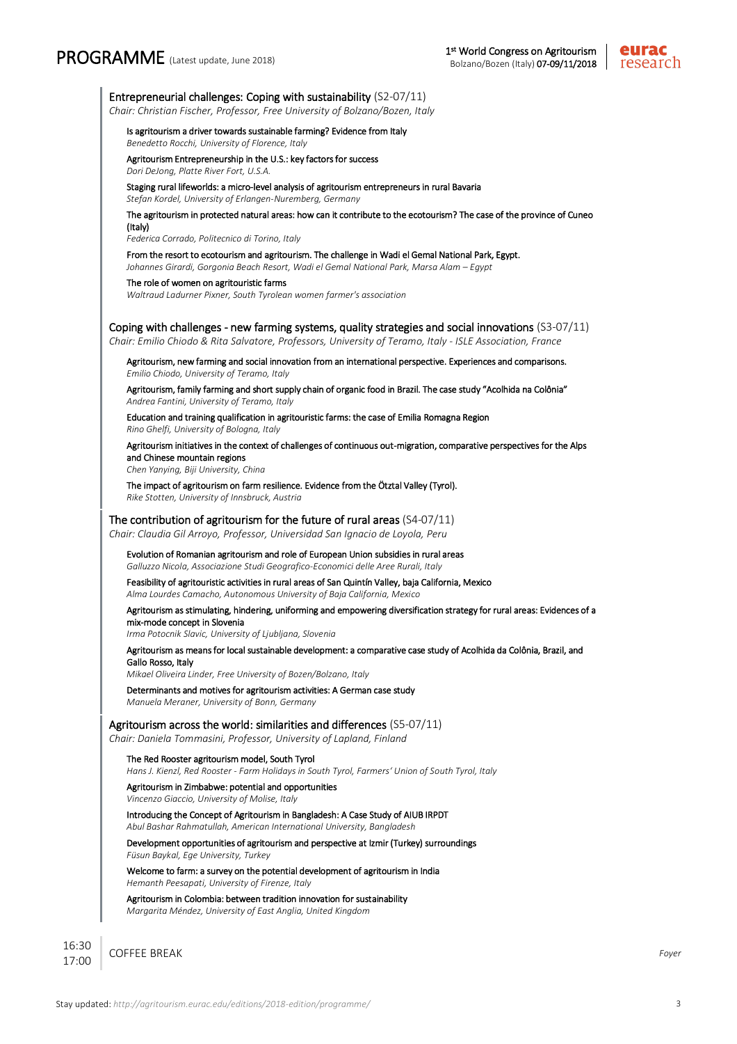### Entrepreneurial challenges: Coping with sustainability (S2-07/11)

*Chair: Christian Fischer, Professor, Free University of Bolzano/Bozen, Italy*

Is agritourism a driver towards sustainable farming? Evidence from Italy
*Benedetto Rocchi, University of Florence, Italy*

Agritourism Entrepreneurship in the U.S.: key factors for success
*Dori DeJong, Platte River Fort, U.S.A.*

Staging rural lifeworlds: a micro-level analysis of agritourism entrepreneurs in rural Bavaria
*Stefan Kordel, University of Erlangen-Nuremberg, Germany*

The agritourism in protected natural areas: how can it contribute to the ecotourism? The case of the province of Cuneo (Italy)
*Federica Corrado, Politecnico di Torino, Italy*

From the resort to ecotourism and agritourism. The challenge in Wadi el Gemal National Park, Egypt.
*Johannes Girardi, Gorgonia Beach Resort, Wadi el Gemal National Park, Marsa Alam – Egypt*

The role of women on agritouristic farms
*Waltraud Ladurner Pixner, South Tyrolean women farmer's association*

### Coping with challenges - new farming systems, quality strategies and social innovations (S3-07/11)

*Chair: Emilio Chiodo & Rita Salvatore, Professors, University of Teramo, Italy - ISLE Association, France*

Agritourism, new farming and social innovation from an international perspective. Experiences and comparisons.
*Emilio Chiodo, University of Teramo, Italy*

Agritourism, family farming and short supply chain of organic food in Brazil. The case study "Acolhida na Colônia"
*Andrea Fantini, University of Teramo, Italy*

Education and training qualification in agritouristic farms: the case of Emilia Romagna Region
*Rino Ghelfi, University of Bologna, Italy*

Agritourism initiatives in the context of challenges of continuous out-migration, comparative perspectives for the Alps and Chinese mountain regions
*Chen Yanying, Biji University, China*

The impact of agritourism on farm resilience. Evidence from the Ötztal Valley (Tyrol).
*Rike Stotten, University of Innsbruck, Austria*

### The contribution of agritourism for the future of rural areas (S4-07/11)

*Chair: Claudia Gil Arroyo, Professor, Universidad San Ignacio de Loyola, Peru*

Evolution of Romanian agritourism and role of European Union subsidies in rural areas
*Galluzzo Nicola, Associazione Studi Geografico-Economici delle Aree Rurali, Italy*

Feasibility of agritouristic activities in rural areas of San Quintín Valley, baja California, Mexico
*Alma Lourdes Camacho, Autonomous University of Baja California, Mexico*

Agritourism as stimulating, hindering, uniforming and empowering diversification strategy for rural areas: Evidences of a mix-mode concept in Slovenia
*Irma Potocnik Slavic, University of Ljubljana, Slovenia*

Agritourism as means for local sustainable development: a comparative case study of Acolhida da Colônia, Brazil, and Gallo Rosso, Italy
*Mikael Oliveira Linder, Free University of Bozen/Bolzano, Italy*

Determinants and motives for agritourism activities: A German case study
*Manuela Meraner, University of Bonn, Germany*

### Agritourism across the world: similarities and differences (S5-07/11)

*Chair: Daniela Tommasini, Professor, University of Lapland, Finland*

The Red Rooster agritourism model, South Tyrol
*Hans J. Kienzl, Red Rooster - Farm Holidays in South Tyrol, Farmers' Union of South Tyrol, Italy*

Agritourism in Zimbabwe: potential and opportunities
*Vincenzo Giaccio, University of Molise, Italy*

Introducing the Concept of Agritourism in Bangladesh: A Case Study of AIUB IRPDT
*Abul Bashar Rahmatullah, American International University, Bangladesh*

Development opportunities of agritourism and perspective at Izmir (Turkey) surroundings
*Füsun Baykal, Ege University, Turkey*

Welcome to farm: a survey on the potential development of agritourism in India
*Hemanth Peesapati, University of Firenze, Italy*

Agritourism in Colombia: between tradition innovation for sustainability
*Margarita Méndez, University of East Anglia, United Kingdom*

16:30 – 17:00 COFFEE BREAK *Foyer*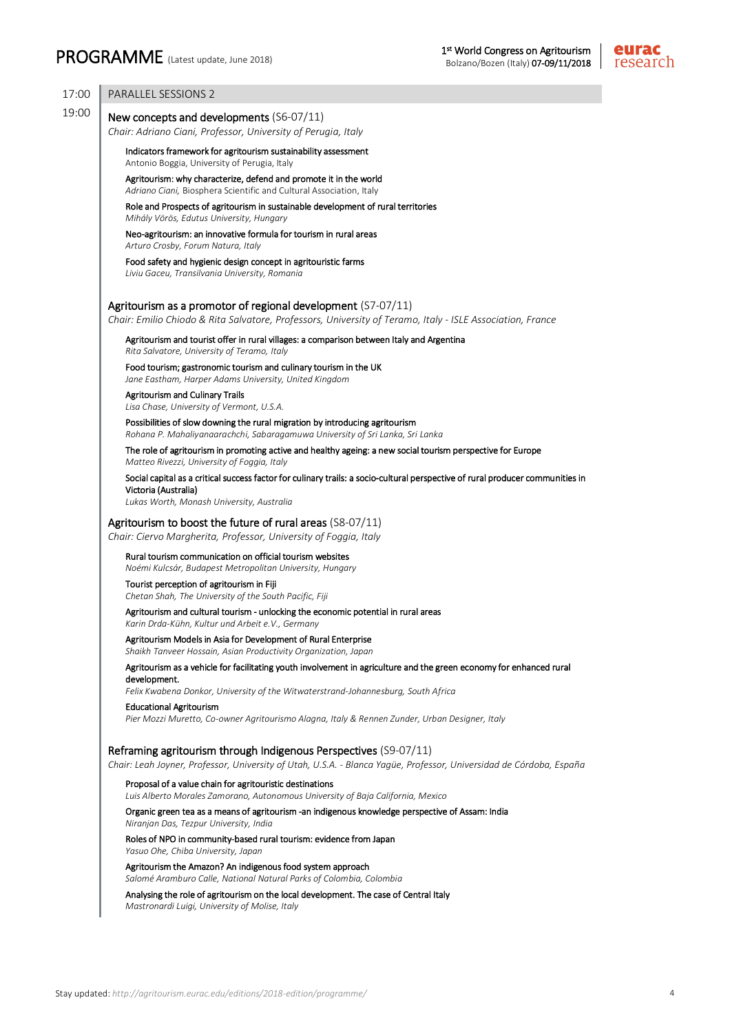# PROGRAMME (Latest update, June 2018)

**17:00 – 19:00** PARALLEL SESSIONS 2

## New concepts and developments (S6-07/11)

*Chair: Adriano Ciani, Professor, University of Perugia, Italy*

Indicators framework for agritourism sustainability assessment
Antonio Boggia, University of Perugia, Italy

Agritourism: why characterize, defend and promote it in the world
*Adriano Ciani,* Biosphera Scientific and Cultural Association, Italy

Role and Prospects of agritourism in sustainable development of rural territories
*Mihály Vörös, Edutus University, Hungary*

Neo-agritourism: an innovative formula for tourism in rural areas
*Arturo Crosby, Forum Natura, Italy*

Food safety and hygienic design concept in agritouristic farms
*Liviu Gaceu, Transilvania University, Romania*

## Agritourism as a promotor of regional development (S7-07/11)

*Chair: Emilio Chiodo & Rita Salvatore, Professors, University of Teramo, Italy - ISLE Association, France*

Agritourism and tourist offer in rural villages: a comparison between Italy and Argentina
*Rita Salvatore, University of Teramo, Italy*

Food tourism; gastronomic tourism and culinary tourism in the UK
*Jane Eastham, Harper Adams University, United Kingdom*

Agritourism and Culinary Trails
*Lisa Chase, University of Vermont, U.S.A.*

Possibilities of slow downing the rural migration by introducing agritourism
*Rohana P. Mahaliyanaarachchi, Sabaragamuwa University of Sri Lanka, Sri Lanka*

The role of agritourism in promoting active and healthy ageing: a new social tourism perspective for Europe
*Matteo Rivezzi, University of Foggia, Italy*

Social capital as a critical success factor for culinary trails: a socio-cultural perspective of rural producer communities in Victoria (Australia)
*Lukas Worth, Monash University, Australia*

## Agritourism to boost the future of rural areas (S8-07/11)

*Chair: Ciervo Margherita, Professor, University of Foggia, Italy*

Rural tourism communication on official tourism websites
*Noémi Kulcsár, Budapest Metropolitan University, Hungary*

Tourist perception of agritourism in Fiji
*Chetan Shah, The University of the South Pacific, Fiji*

Agritourism and cultural tourism - unlocking the economic potential in rural areas
*Karin Drda-Kühn, Kultur und Arbeit e.V., Germany*

Agritourism Models in Asia for Development of Rural Enterprise
*Shaikh Tanveer Hossain, Asian Productivity Organization, Japan*

Agritourism as a vehicle for facilitating youth involvement in agriculture and the green economy for enhanced rural development.
*Felix Kwabena Donkor, University of the Witwaterstrand-Johannesburg, South Africa*

Educational Agritourism
*Pier Mozzi Muretto, Co-owner Agritourismo Alagna, Italy & Rennen Zunder, Urban Designer, Italy*

## Reframing agritourism through Indigenous Perspectives (S9-07/11)

*Chair: Leah Joyner, Professor, University of Utah, U.S.A. - Blanca Yagüe, Professor, Universidad de Córdoba, España*

Proposal of a value chain for agritouristic destinations
*Luis Alberto Morales Zamorano, Autonomous University of Baja California, Mexico*

Organic green tea as a means of agritourism -an indigenous knowledge perspective of Assam: India
*Niranjan Das, Tezpur University, India*

Roles of NPO in community-based rural tourism: evidence from Japan
*Yasuo Ohe, Chiba University, Japan*

Agritourism the Amazon? An indigenous food system approach
*Salomé Aramburo Calle, National Natural Parks of Colombia, Colombia*

Analysing the role of agritourism on the local development. The case of Central Italy
*Mastronardi Luigi, University of Molise, Italy*

Stay updated: *http://agritourism.eurac.edu/editions/2018-edition/programme/*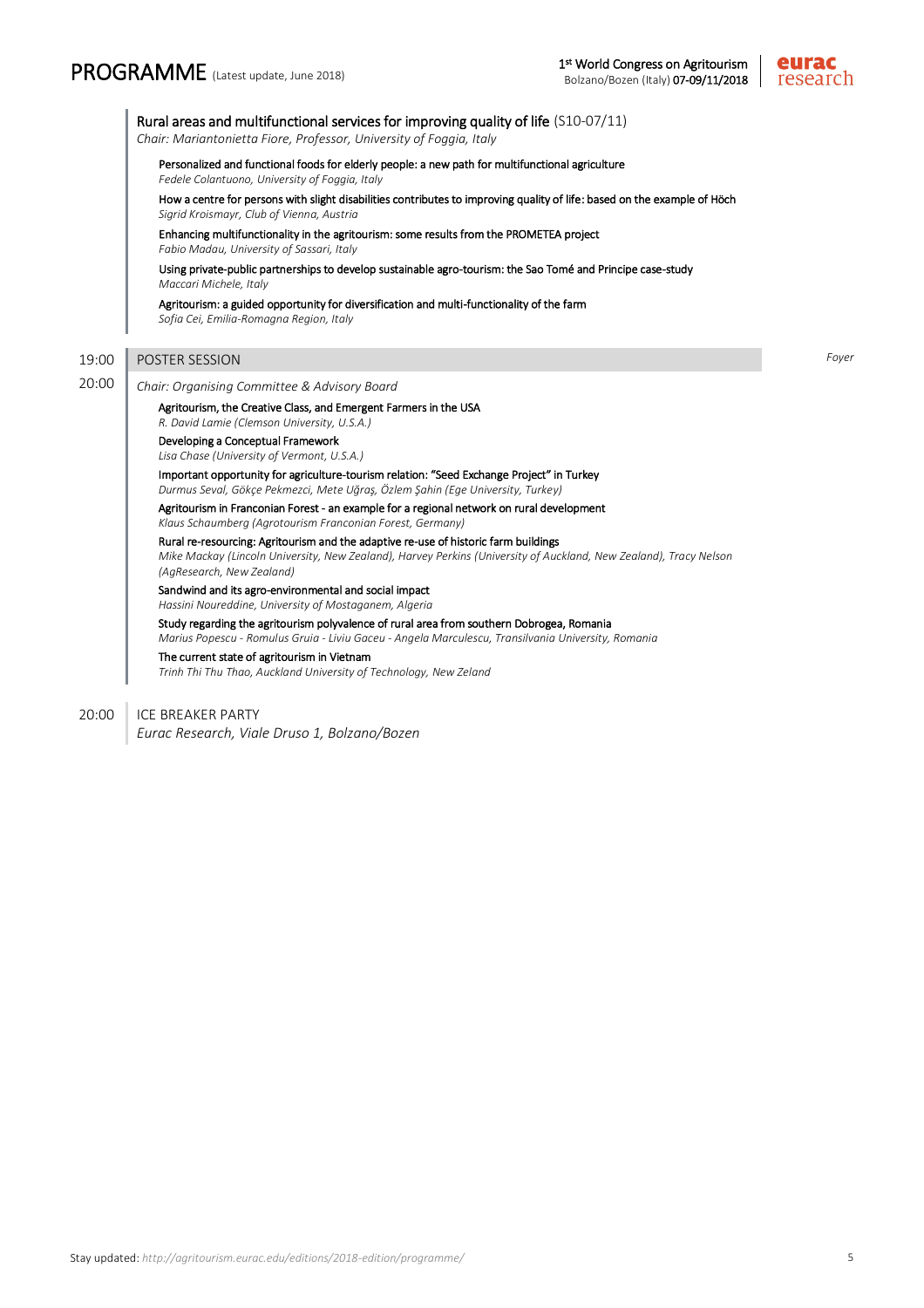### Rural areas and multifunctional services for improving quality of life (S10-07/11)

*Chair: Mariantonietta Fiore, Professor, University of Foggia, Italy*

Personalized and functional foods for elderly people: a new path for multifunctional agriculture
*Fedele Colantuono, University of Foggia, Italy*

How a centre for persons with slight disabilities contributes to improving quality of life: based on the example of Höch
*Sigrid Kroismayr, Club of Vienna, Austria*

Enhancing multifunctionality in the agritourism: some results from the PROMETEA project
*Fabio Madau, University of Sassari, Italy*

Using private-public partnerships to develop sustainable agro-tourism: the Sao Tomé and Principe case-study
*Maccari Michele, Italy*

Agritourism: a guided opportunity for diversification and multi-functionality of the farm
*Sofia Cei, Emilia-Romagna Region, Italy*

**19:00** POSTER SESSION — *Foyer*

**20:00** *Chair: Organising Committee & Advisory Board*

Agritourism, the Creative Class, and Emergent Farmers in the USA
*R. David Lamie (Clemson University, U.S.A.)*

Developing a Conceptual Framework
*Lisa Chase (University of Vermont, U.S.A.)*

Important opportunity for agriculture-tourism relation: "Seed Exchange Project" in Turkey
*Durmus Seval, Gökçe Pekmezci, Mete Uğraş, Özlem Şahin (Ege University, Turkey)*

Agritourism in Franconian Forest - an example for a regional network on rural development
*Klaus Schaumberg (Agrotourism Franconian Forest, Germany)*

Rural re-resourcing: Agritourism and the adaptive re-use of historic farm buildings
*Mike Mackay (Lincoln University, New Zealand), Harvey Perkins (University of Auckland, New Zealand), Tracy Nelson (AgResearch, New Zealand)*

Sandwind and its agro-environmental and social impact
*Hassini Noureddine, University of Mostaganem, Algeria*

Study regarding the agritourism polyvalence of rural area from southern Dobrogea, Romania
*Marius Popescu - Romulus Gruia - Liviu Gaceu - Angela Marculescu, Transilvania University, Romania*

The current state of agritourism in Vietnam
*Trinh Thi Thu Thao, Auckland University of Technology, New Zeland*

**20:00** ICE BREAKER PARTY
*Eurac Research, Viale Druso 1, Bolzano/Bozen*

Stay updated: *http://agritourism.eurac.edu/editions/2018-edition/programme/*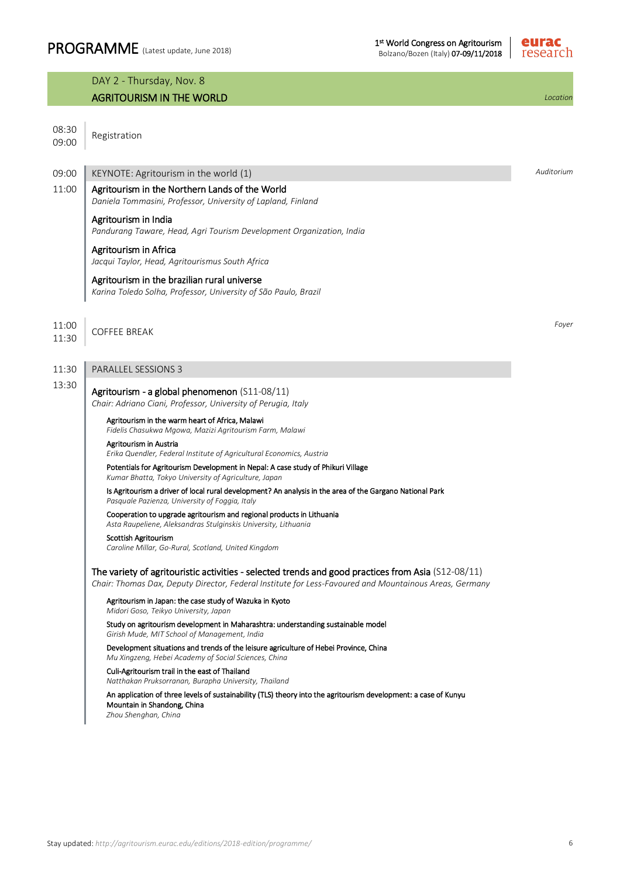## DAY 2 - Thursday, Nov. 8

## AGRITOURISM IN THE WORLD

*Location*

**08:30 – 09:00** Registration

**09:00 – 11:00** KEYNOTE: Agritourism in the world (1) — *Auditorium*

**Agritourism in the Northern Lands of the World**
*Daniela Tommasini, Professor, University of Lapland, Finland*

**Agritourism in India**
*Pandurang Taware, Head, Agri Tourism Development Organization, India*

**Agritourism in Africa**
*Jacqui Taylor, Head, Agritourismus South Africa*

**Agritourism in the brazilian rural universe**
*Karina Toledo Solha, Professor, University of São Paulo, Brazil*

**11:00 – 11:30** COFFEE BREAK — *Foyer*

**11:30 – 13:30** PARALLEL SESSIONS 3

### Agritourism - a global phenomenon (S11-08/11)

*Chair: Adriano Ciani, Professor, University of Perugia, Italy*

- **Agritourism in the warm heart of Africa, Malawi**
  *Fidelis Chasukwa Mgowa, Mazizi Agritourism Farm, Malawi*
- **Agritourism in Austria**
  *Erika Quendler, Federal Institute of Agricultural Economics, Austria*
- **Potentials for Agritourism Development in Nepal: A case study of Phikuri Village**
  *Kumar Bhatta, Tokyo University of Agriculture, Japan*
- **Is Agritourism a driver of local rural development? An analysis in the area of the Gargano National Park**
  *Pasquale Pazienza, University of Foggia, Italy*
- **Cooperation to upgrade agritourism and regional products in Lithuania**
  *Asta Raupeliene, Aleksandras Stulginskis University, Lithuania*
- **Scottish Agritourism**
  *Caroline Millar, Go-Rural, Scotland, United Kingdom*

### The variety of agritouristic activities - selected trends and good practices from Asia (S12-08/11)

*Chair: Thomas Dax, Deputy Director, Federal Institute for Less-Favoured and Mountainous Areas, Germany*

- **Agritourism in Japan: the case study of Wazuka in Kyoto**
  *Midori Goso, Teikyo University, Japan*
- **Study on agritourism development in Maharashtra: understanding sustainable model**
  *Girish Mude, MIT School of Management, India*
- **Development situations and trends of the leisure agriculture of Hebei Province, China**
  *Mu Xingzeng, Hebei Academy of Social Sciences, China*
- **Culi-Agritourism trail in the east of Thailand**
  *Natthakan Pruksorranan, Burapha University, Thailand*
- **An application of three levels of sustainability (TLS) theory into the agritourism development: a case of Kunyu Mountain in Shandong, China**
  *Zhou Shenghan, China*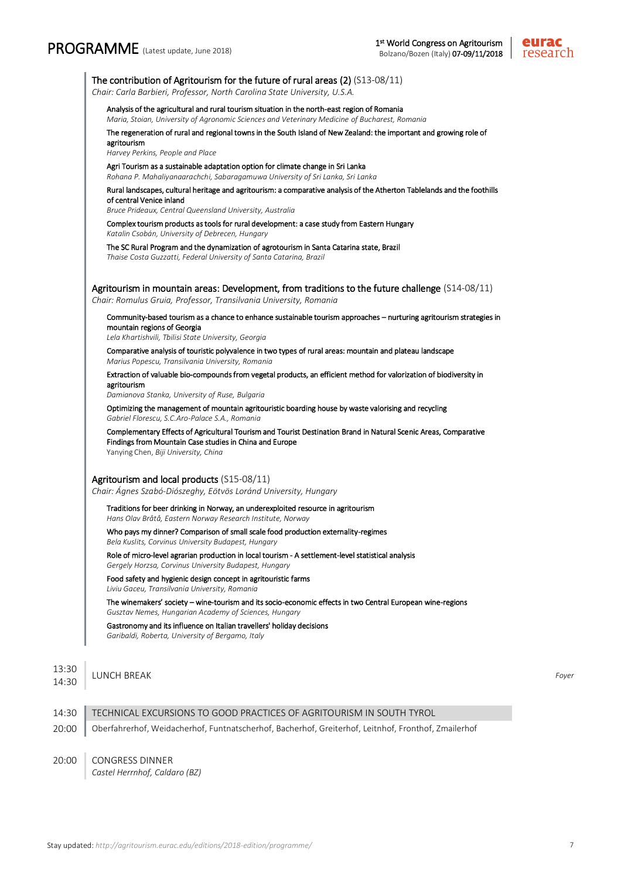### The contribution of Agritourism for the future of rural areas (2) (S13-08/11)

*Chair: Carla Barbieri, Professor, North Carolina State University, U.S.A.*

Analysis of the agricultural and rural tourism situation in the north-east region of Romania
*Maria, Stoian, University of Agronomic Sciences and Veterinary Medicine of Bucharest, Romania*

The regeneration of rural and regional towns in the South Island of New Zealand: the important and growing role of agritourism
*Harvey Perkins, People and Place*

Agri Tourism as a sustainable adaptation option for climate change in Sri Lanka
*Rohana P. Mahaliyanaarachchi, Sabaragamuwa University of Sri Lanka, Sri Lanka*

Rural landscapes, cultural heritage and agritourism: a comparative analysis of the Atherton Tablelands and the foothills of central Venice inland
*Bruce Prideaux, Central Queensland University, Australia*

Complex tourism products as tools for rural development: a case study from Eastern Hungary
*Katalin Csobán, University of Debrecen, Hungary*

The SC Rural Program and the dynamization of agrotourism in Santa Catarina state, Brazil
*Thaise Costa Guzzatti, Federal University of Santa Catarina, Brazil*

### Agritourism in mountain areas: Development, from traditions to the future challenge (S14-08/11)

*Chair: Romulus Gruia, Professor, Transilvania University, Romania*

Community-based tourism as a chance to enhance sustainable tourism approaches – nurturing agritourism strategies in mountain regions of Georgia
*Lela Khartishvili, Tbilisi State University, Georgia*

Comparative analysis of touristic polyvalence in two types of rural areas: mountain and plateau landscape
*Marius Popescu, Transilvania University, Romania*

Extraction of valuable bio-compounds from vegetal products, an efficient method for valorization of biodiversity in agritourism
*Damianova Stanka, University of Ruse, Bulgaria*

Optimizing the management of mountain agritouristic boarding house by waste valorising and recycling
*Gabriel Florescu, S.C.Aro-Palace S.A., Romania*

Complementary Effects of Agricultural Tourism and Tourist Destination Brand in Natural Scenic Areas, Comparative Findings from Mountain Case studies in China and Europe
Yanying Chen, *Biji University, China*

### Agritourism and local products (S15-08/11)

*Chair: Ágnes Szabó-Diószeghy, Eötvös Loránd University, Hungary*

Traditions for beer drinking in Norway, an underexploited resource in agritourism
*Hans Olav Bråtå, Eastern Norway Research Institute, Norway*

Who pays my dinner? Comparison of small scale food production externality-regimes
*Bela Kuslits, Corvinus University Budapest, Hungary*

Role of micro-level agrarian production in local tourism - A settlement-level statistical analysis
*Gergely Horzsa, Corvinus University Budapest, Hungary*

Food safety and hygienic design concept in agritouristic farms
*Liviu Gaceu, Transilvania University, Romania*

The winemakers' society – wine-tourism and its socio-economic effects in two Central European wine-regions
*Gusztav Nemes, Hungarian Academy of Sciences, Hungary*

Gastronomy and its influence on Italian travellers' holiday decisions
*Garibaldi, Roberta, University of Bergamo, Italy*

**13:30 – 14:30** LUNCH BREAK — *Foyer*

**14:30 – 20:00** TECHNICAL EXCURSIONS TO GOOD PRACTICES OF AGRITOURISM IN SOUTH TYROL
Oberfahrerhof, Weidacherhof, Funtnatscherhof, Bacherhof, Greiterhof, Leitnhof, Fronthof, Zmailerhof

**20:00** CONGRESS DINNER
*Castel Herrnhof, Caldaro (BZ)*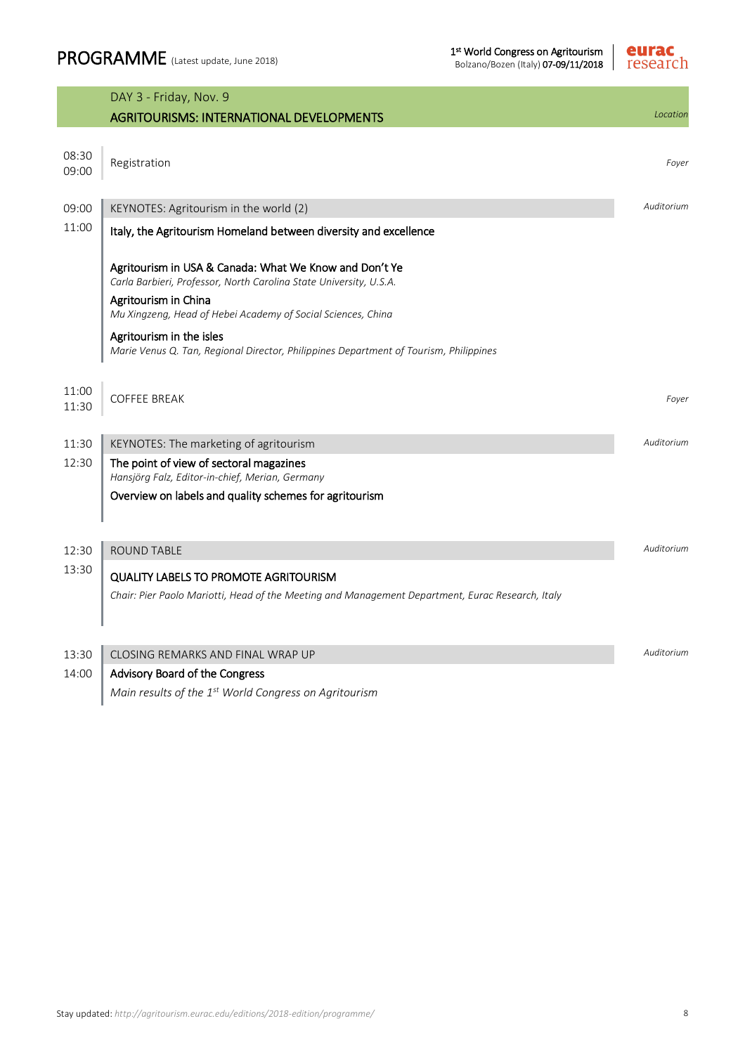# PROGRAMME (Latest update, June 2018)

## DAY 3 - Friday, Nov. 9

## AGRITOURISMS: INTERNATIONAL DEVELOPMENTS

| Time | Session | Location |
|---|---|---|
| 08:30 – 09:00 | Registration | *Foyer* |
| 09:00 – 11:00 | KEYNOTES: Agritourism in the world (2)<br>Italy, the Agritourism Homeland between diversity and excellence<br>Agritourism in USA & Canada: What We Know and Don't Ye<br>*Carla Barbieri, Professor, North Carolina State University, U.S.A.*<br>Agritourism in China<br>*Mu Xingzeng, Head of Hebei Academy of Social Sciences, China*<br>Agritourism in the isles<br>*Marie Venus Q. Tan, Regional Director, Philippines Department of Tourism, Philippines* | *Auditorium* |
| 11:00 – 11:30 | COFFEE BREAK | *Foyer* |
| 11:30 – 12:30 | KEYNOTES: The marketing of agritourism<br>The point of view of sectoral magazines<br>*Hansjörg Falz, Editor-in-chief, Merian, Germany*<br>Overview on labels and quality schemes for agritourism | *Auditorium* |
| 12:30 – 13:30 | ROUND TABLE<br>QUALITY LABELS TO PROMOTE AGRITOURISM<br>*Chair: Pier Paolo Mariotti, Head of the Meeting and Management Department, Eurac Research, Italy* | *Auditorium* |
| 13:30 – 14:00 | CLOSING REMARKS AND FINAL WRAP UP<br>Advisory Board of the Congress<br>*Main results of the 1st World Congress on Agritourism* | *Auditorium* |

Stay updated: *http://agritourism.eurac.edu/editions/2018-edition/programme/*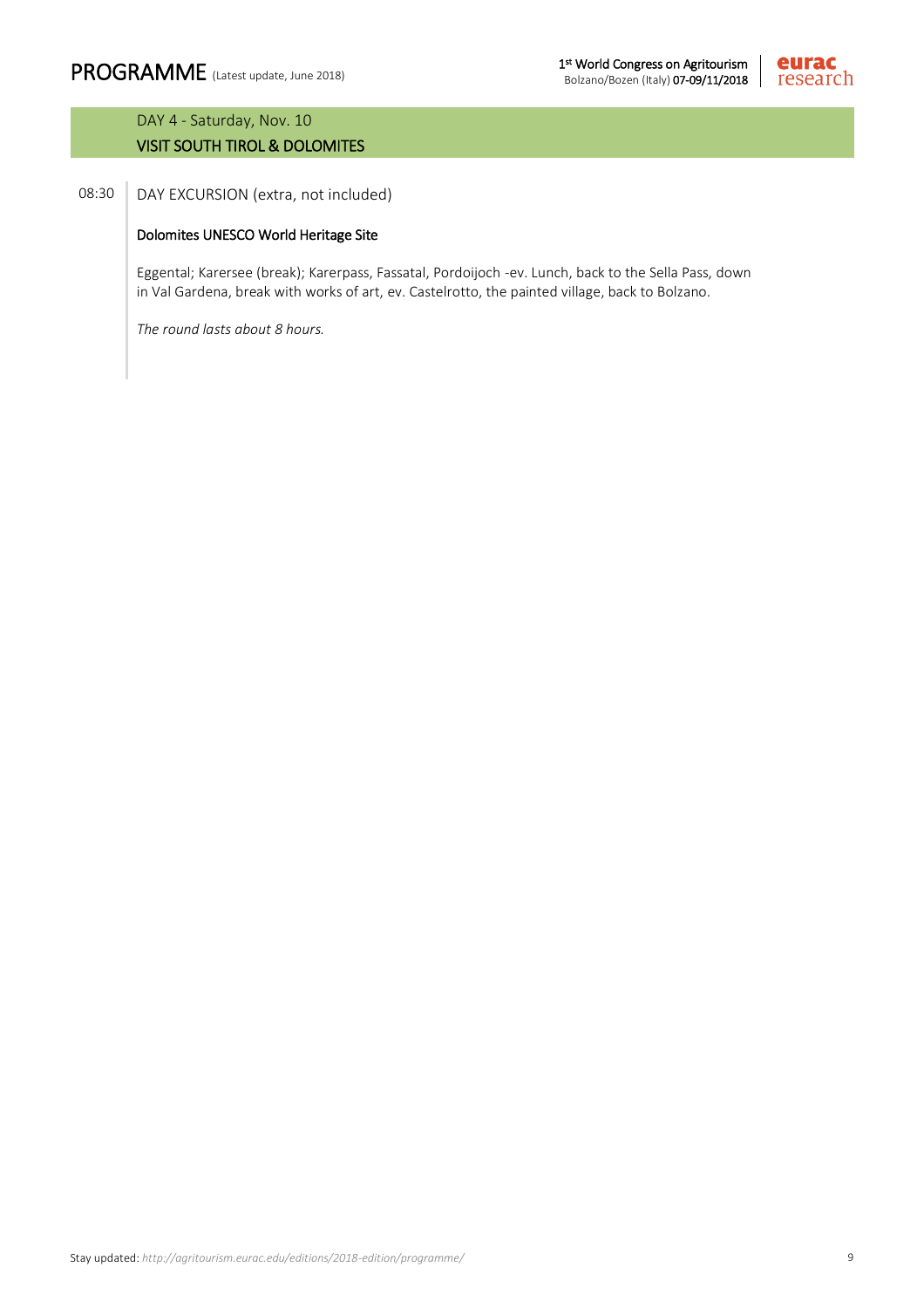## DAY 4 - Saturday, Nov. 10
## VISIT SOUTH TIROL & DOLOMITES

08:30 DAY EXCURSION (extra, not included)

**Dolomites UNESCO World Heritage Site**

Eggental; Karersee (break); Karerpass, Fassatal, Pordoijoch -ev. Lunch, back to the Sella Pass, down in Val Gardena, break with works of art, ev. Castelrotto, the painted village, back to Bolzano.

*The round lasts about 8 hours.*